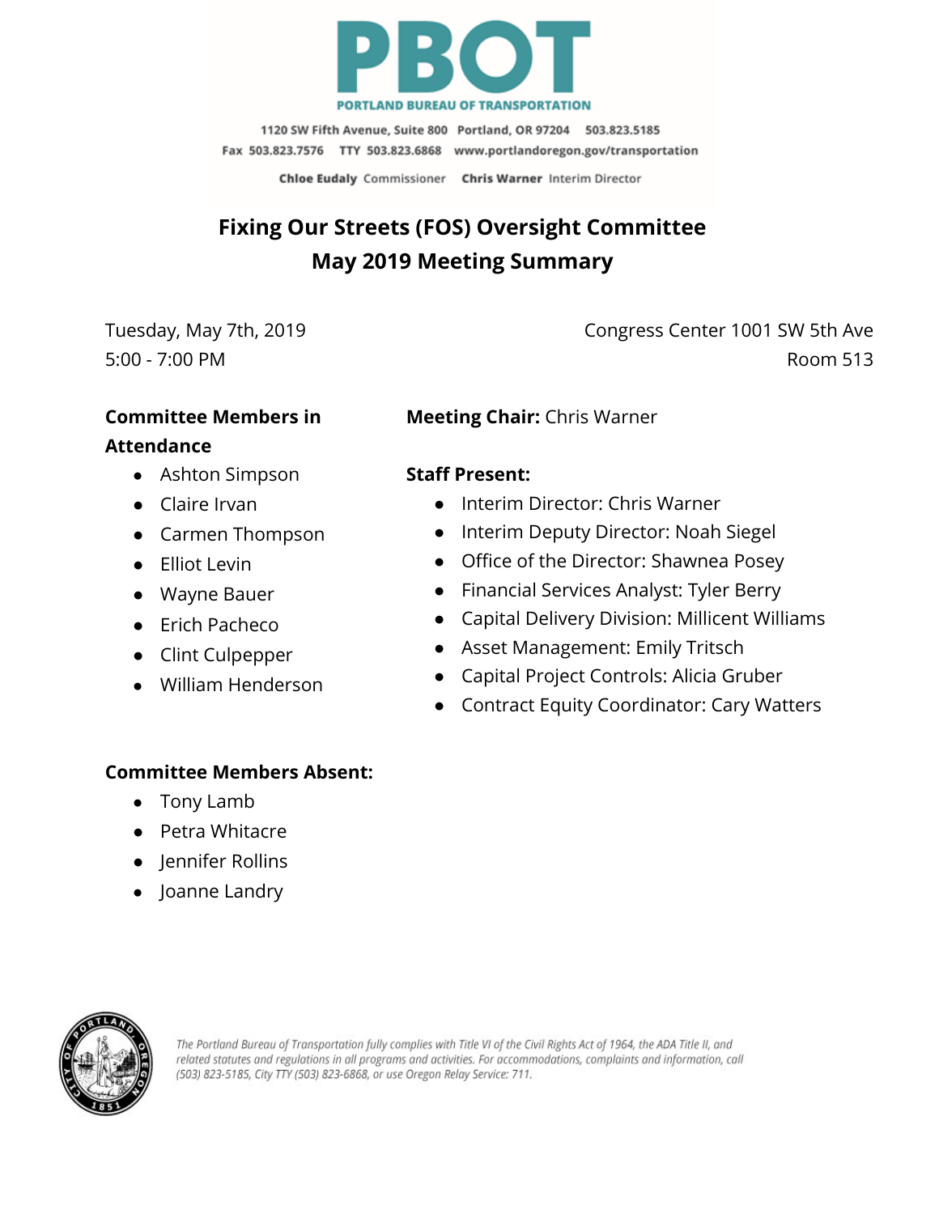**PBOT**

**PORTLAND BUREAU OF TRANSPORTATION**

1120 SW Fifth Avenue, Suite 800 Portland, OR 97204 503.823.5185
Fax 503.823.7576 TTY 503.823.6868 www.portlandoregon.gov/transportation

**Chloe Eudaly** Commissioner **Chris Warner** Interim Director

# Fixing Our Streets (FOS) Oversight Committee
# May 2019 Meeting Summary

Tuesday, May 7th, 2019
5:00 - 7:00 PM

Congress Center 1001 SW 5th Ave
Room 513

**Committee Members in Attendance**

- Ashton Simpson
- Claire Irvan
- Carmen Thompson
- Elliot Levin
- Wayne Bauer
- Erich Pacheco
- Clint Culpepper
- William Henderson

**Meeting Chair:** Chris Warner

**Staff Present:**

- Interim Director: Chris Warner
- Interim Deputy Director: Noah Siegel
- Office of the Director: Shawnea Posey
- Financial Services Analyst: Tyler Berry
- Capital Delivery Division: Millicent Williams
- Asset Management: Emily Tritsch
- Capital Project Controls: Alicia Gruber
- Contract Equity Coordinator: Cary Watters

**Committee Members Absent:**

- Tony Lamb
- Petra Whitacre
- Jennifer Rollins
- Joanne Landry

*The Portland Bureau of Transportation fully complies with Title VI of the Civil Rights Act of 1964, the ADA Title II, and related statutes and regulations in all programs and activities. For accommodations, complaints and information, call (503) 823-5185, City TTY (503) 823-6868, or use Oregon Relay Service: 711.*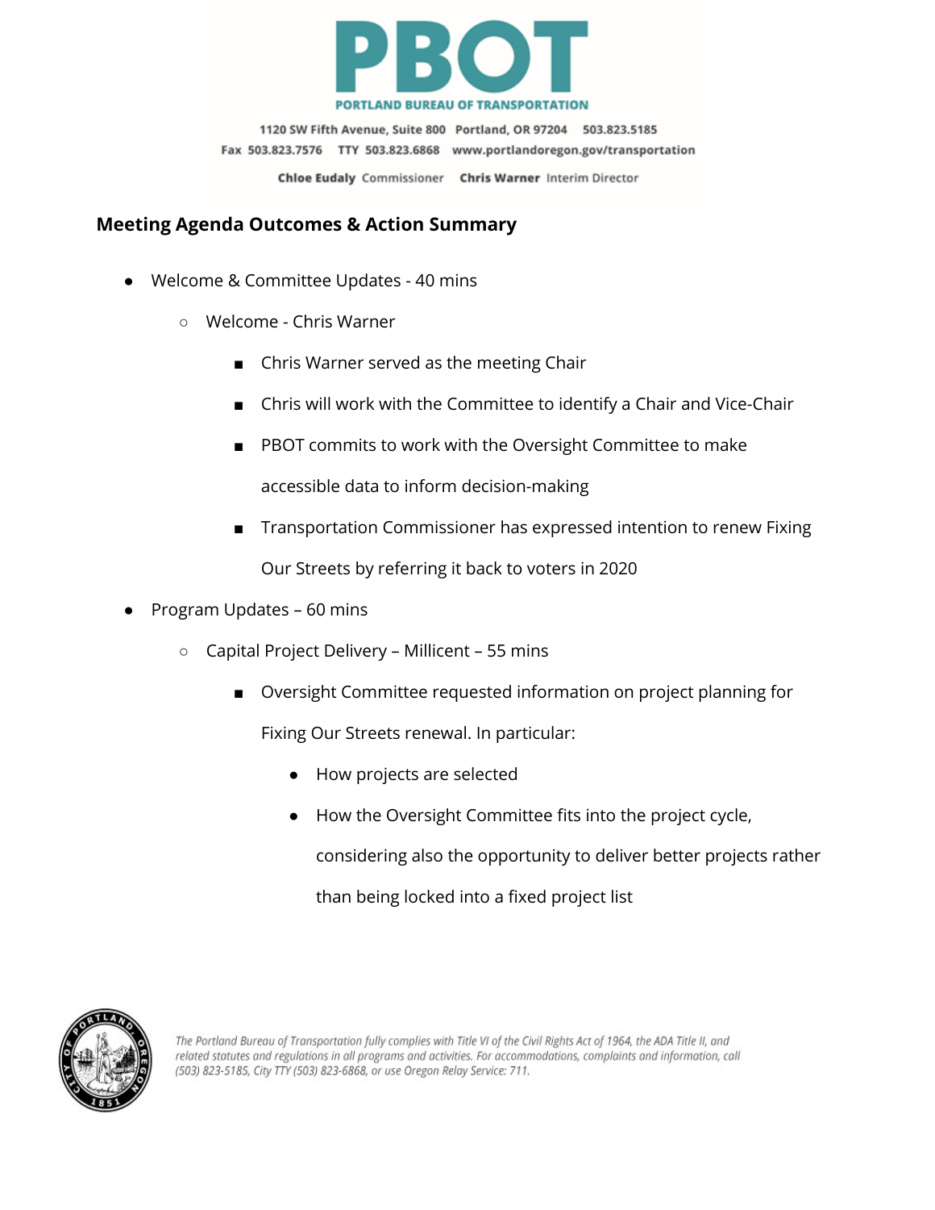## Meeting Agenda Outcomes & Action Summary

- Welcome & Committee Updates - 40 mins
  - Welcome - Chris Warner
    - Chris Warner served as the meeting Chair
    - Chris will work with the Committee to identify a Chair and Vice-Chair
    - PBOT commits to work with the Oversight Committee to make accessible data to inform decision-making
    - Transportation Commissioner has expressed intention to renew Fixing Our Streets by referring it back to voters in 2020
- Program Updates – 60 mins
  - Capital Project Delivery – Millicent – 55 mins
    - Oversight Committee requested information on project planning for Fixing Our Streets renewal. In particular:
      - How projects are selected
      - How the Oversight Committee fits into the project cycle, considering also the opportunity to deliver better projects rather than being locked into a fixed project list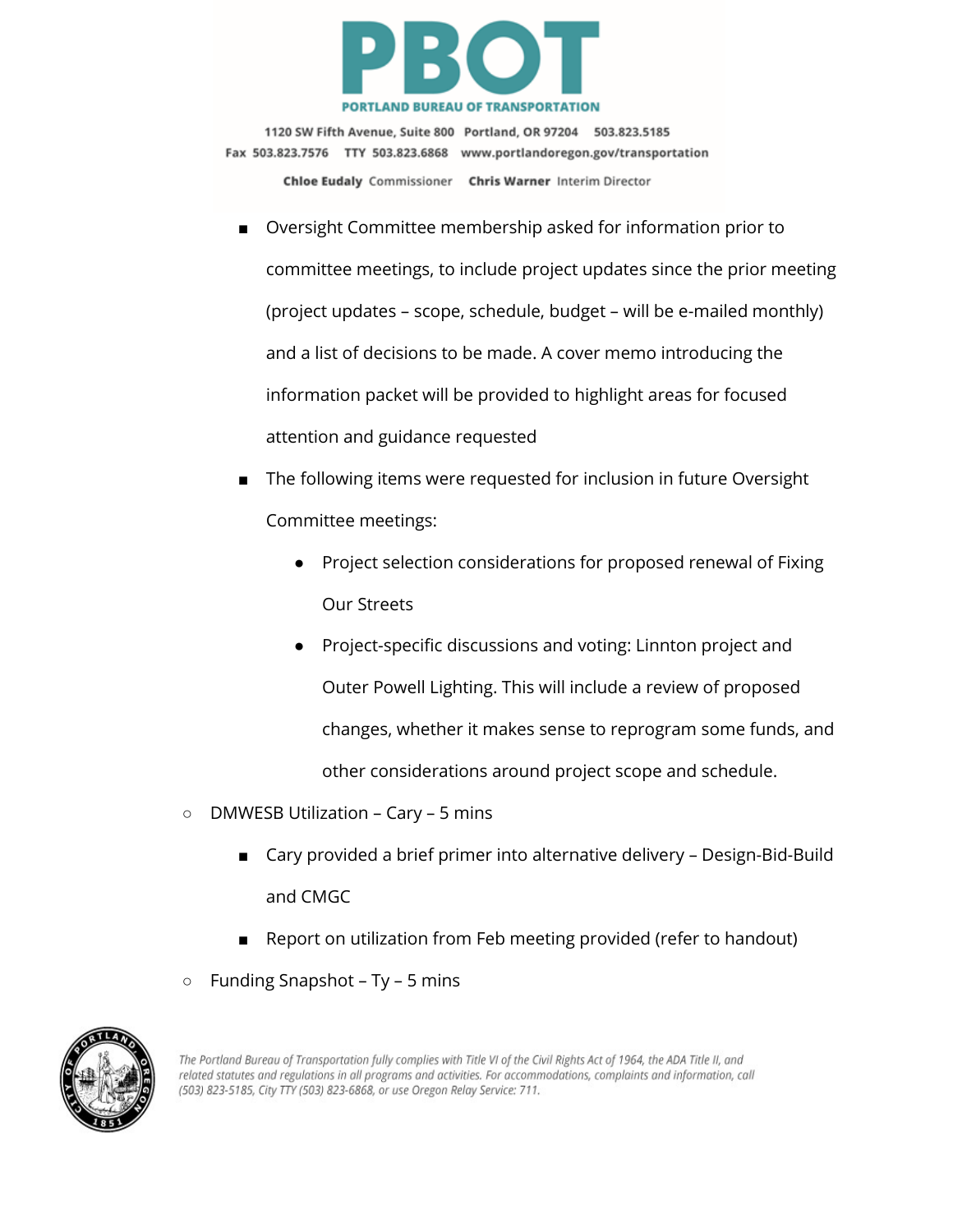- Oversight Committee membership asked for information prior to committee meetings, to include project updates since the prior meeting (project updates – scope, schedule, budget – will be e-mailed monthly) and a list of decisions to be made. A cover memo introducing the information packet will be provided to highlight areas for focused attention and guidance requested
    - The following items were requested for inclusion in future Oversight Committee meetings:
        - Project selection considerations for proposed renewal of Fixing Our Streets
        - Project-specific discussions and voting: Linnton project and Outer Powell Lighting. This will include a review of proposed changes, whether it makes sense to reprogram some funds, and other considerations around project scope and schedule.
- DMWESB Utilization – Cary – 5 mins
    - Cary provided a brief primer into alternative delivery – Design-Bid-Build and CMGC
    - Report on utilization from Feb meeting provided (refer to handout)
- Funding Snapshot – Ty – 5 mins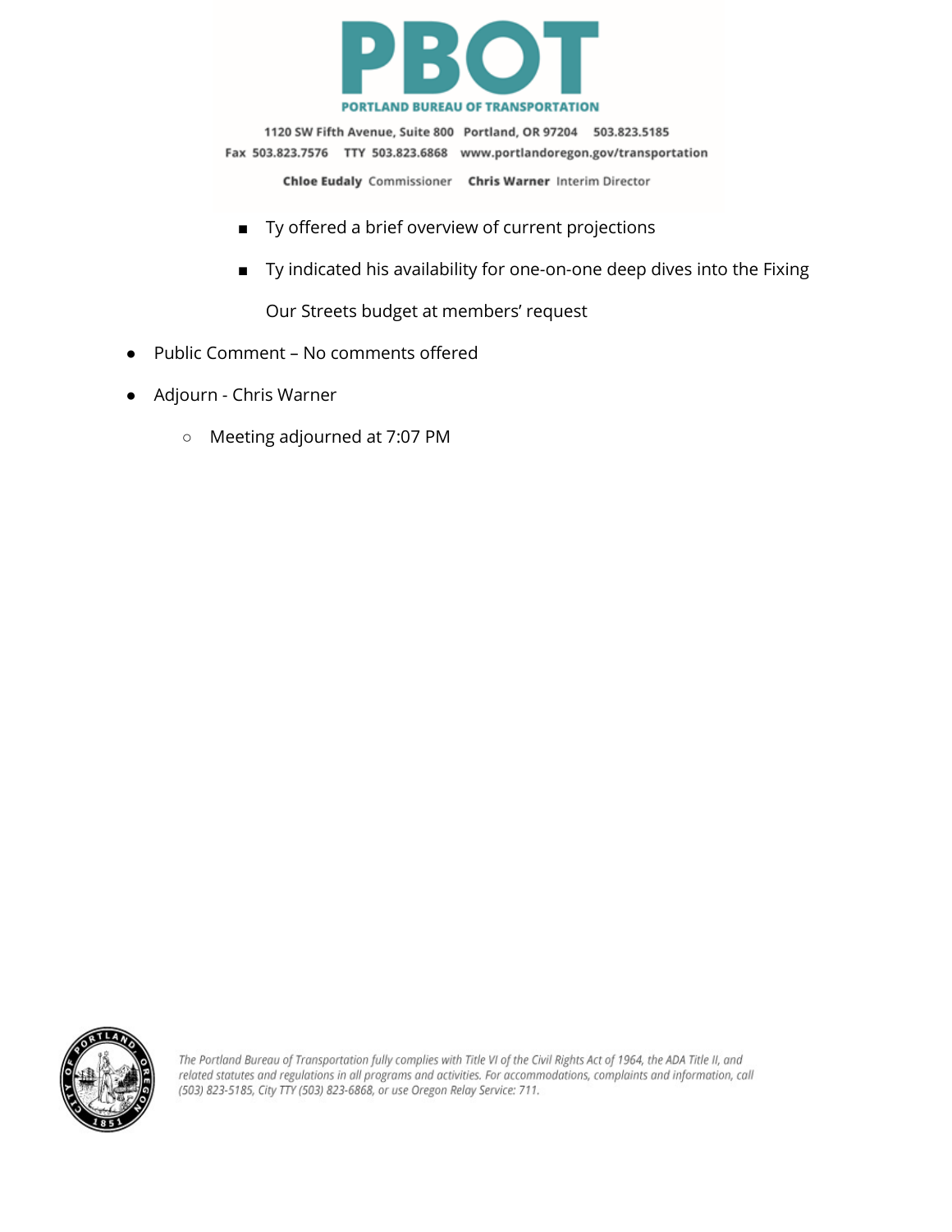- Ty offered a brief overview of current projections
        - Ty indicated his availability for one-on-one deep dives into the Fixing Our Streets budget at members' request

- Public Comment – No comments offered
- Adjourn - Chris Warner
    - Meeting adjourned at 7:07 PM